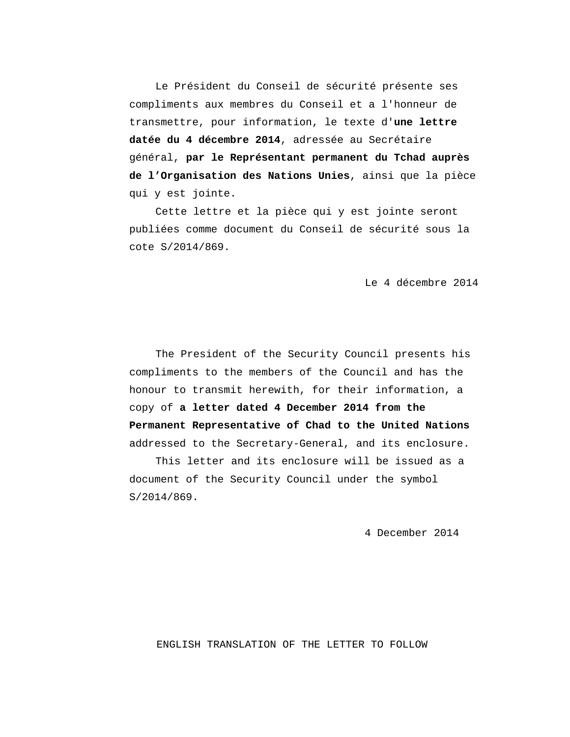Le Président du Conseil de sécurité présente ses compliments aux membres du Conseil et a l'honneur de transmettre, pour information, le texte d'**une lettre datée du 4 décembre 2014**, adressée au Secrétaire général, **par le Représentant permanent du Tchad auprès de l'Organisation des Nations Unies**, ainsi que la pièce qui y est jointe.

Cette lettre et la pièce qui y est jointe seront publiées comme document du Conseil de sécurité sous la cote S/2014/869.

Le 4 décembre 2014

The President of the Security Council presents his compliments to the members of the Council and has the honour to transmit herewith, for their information, a copy of **a letter dated 4 December 2014 from the Permanent Representative of Chad to the United Nations** addressed to the Secretary-General, and its enclosure.

This letter and its enclosure will be issued as a document of the Security Council under the symbol S/2014/869.

4 December 2014

ENGLISH TRANSLATION OF THE LETTER TO FOLLOW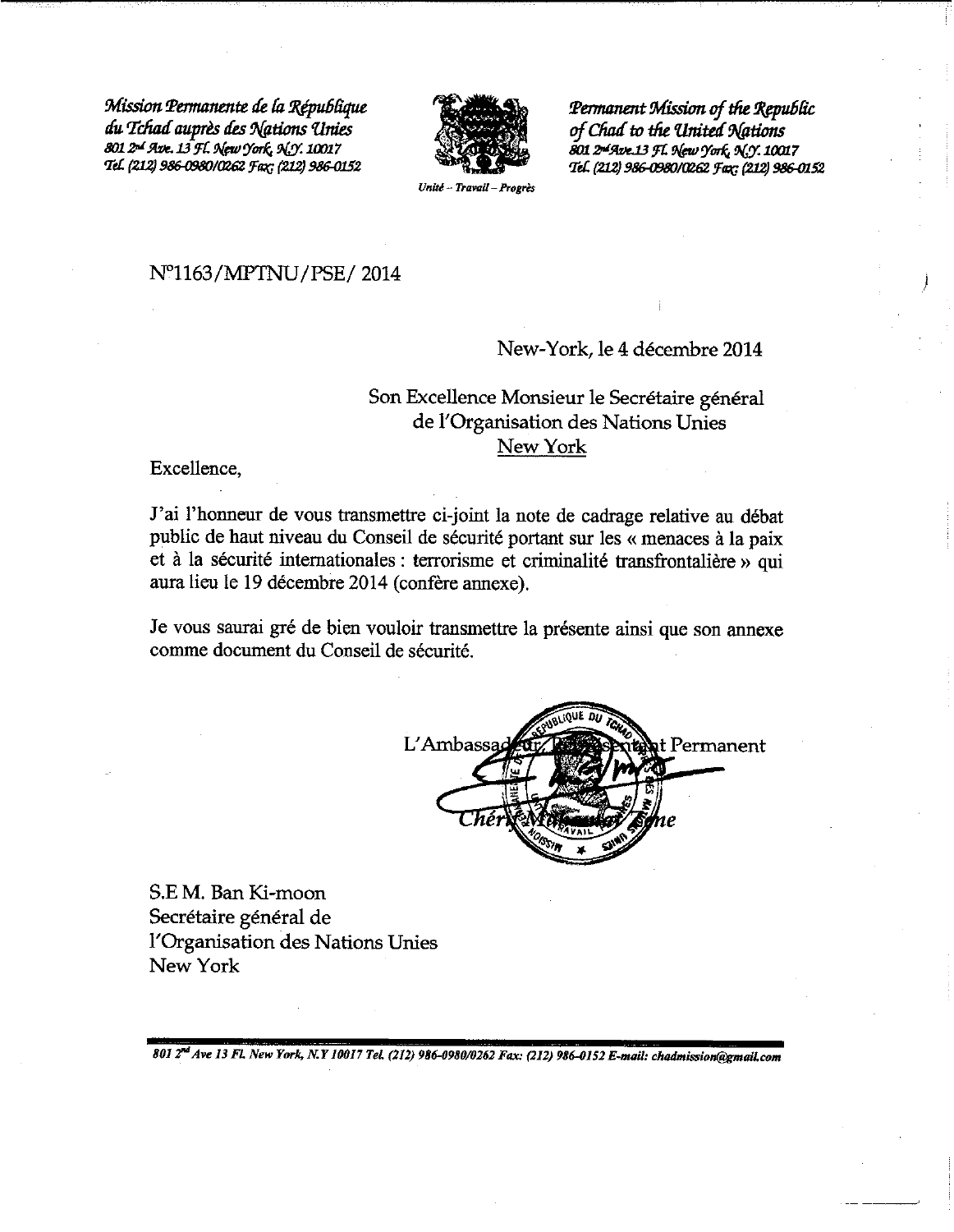*Mission Permanente de la République du Tchad auprès des Nations Unies*
*801 2nd Ave. 13 Fl. New York, N.Y. 10017*
*Tel. (212) 986-0980/0262 Fax: (212) 986-0152*

*Unité – Travail – Progrès*

*Permanent Mission of the Republic of Chad to the United Nations*
*801 2nd Ave.13 Fl. New York, N.Y. 10017*
*Tel. (212) 986-0980/0262 Fax: (212) 986-0152*

N°1163/MPTNU/PSE/ 2014

New-York, le 4 décembre 2014

Son Excellence Monsieur le Secrétaire général
de l'Organisation des Nations Unies
New York

Excellence,

J'ai l'honneur de vous transmettre ci-joint la note de cadrage relative au débat public de haut niveau du Conseil de sécurité portant sur les « menaces à la paix et à la sécurité internationales : terrorisme et criminalité transfrontalière » qui aura lieu le 19 décembre 2014 (confère annexe).

Je vous saurai gré de bien vouloir transmettre la présente ainsi que son annexe comme document du Conseil de sécurité.

L'Ambassadeur, Représentant Permanent

Chérif Mahamat Zene

S.E M. Ban Ki-moon
Secrétaire général de
l'Organisation des Nations Unies
New York

*801 2nd Ave 13 Fl. New York, N.Y 10017 Tel. (212) 986-0980/0262 Fax: (212) 986-0152 E-mail: chadmission@gmail.com*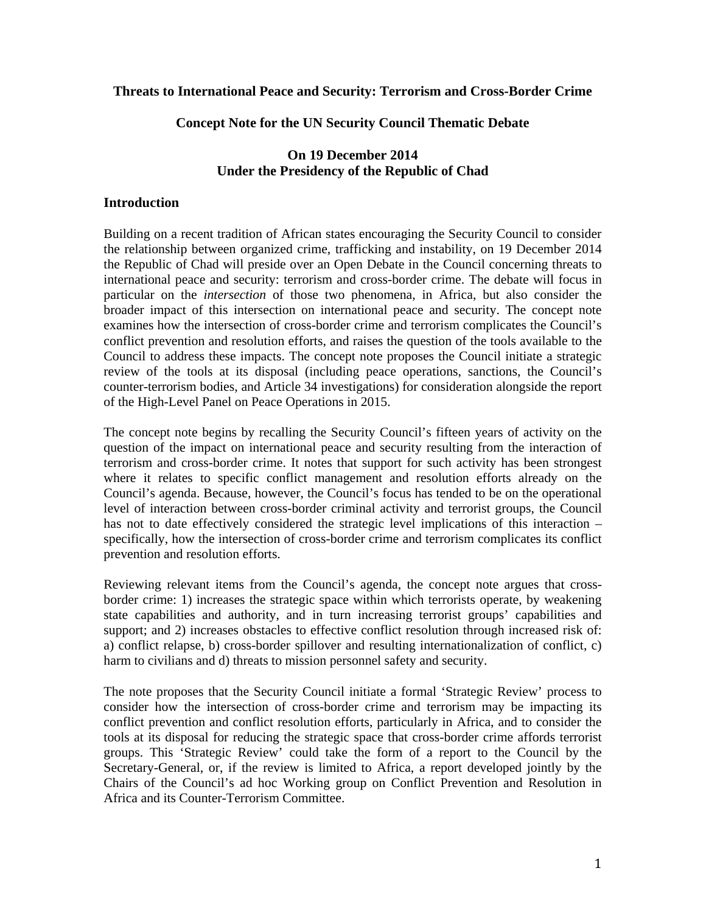**Threats to International Peace and Security: Terrorism and Cross-Border Crime**

**Concept Note for the UN Security Council Thematic Debate**

**On 19 December 2014**
**Under the Presidency of the Republic of Chad**

## Introduction

Building on a recent tradition of African states encouraging the Security Council to consider the relationship between organized crime, trafficking and instability, on 19 December 2014 the Republic of Chad will preside over an Open Debate in the Council concerning threats to international peace and security: terrorism and cross-border crime. The debate will focus in particular on the *intersection* of those two phenomena, in Africa, but also consider the broader impact of this intersection on international peace and security. The concept note examines how the intersection of cross-border crime and terrorism complicates the Council's conflict prevention and resolution efforts, and raises the question of the tools available to the Council to address these impacts. The concept note proposes the Council initiate a strategic review of the tools at its disposal (including peace operations, sanctions, the Council's counter-terrorism bodies, and Article 34 investigations) for consideration alongside the report of the High-Level Panel on Peace Operations in 2015.

The concept note begins by recalling the Security Council's fifteen years of activity on the question of the impact on international peace and security resulting from the interaction of terrorism and cross-border crime. It notes that support for such activity has been strongest where it relates to specific conflict management and resolution efforts already on the Council's agenda. Because, however, the Council's focus has tended to be on the operational level of interaction between cross-border criminal activity and terrorist groups, the Council has not to date effectively considered the strategic level implications of this interaction – specifically, how the intersection of cross-border crime and terrorism complicates its conflict prevention and resolution efforts.

Reviewing relevant items from the Council's agenda, the concept note argues that cross-border crime: 1) increases the strategic space within which terrorists operate, by weakening state capabilities and authority, and in turn increasing terrorist groups' capabilities and support; and 2) increases obstacles to effective conflict resolution through increased risk of: a) conflict relapse, b) cross-border spillover and resulting internationalization of conflict, c) harm to civilians and d) threats to mission personnel safety and security.

The note proposes that the Security Council initiate a formal 'Strategic Review' process to consider how the intersection of cross-border crime and terrorism may be impacting its conflict prevention and conflict resolution efforts, particularly in Africa, and to consider the tools at its disposal for reducing the strategic space that cross-border crime affords terrorist groups. This 'Strategic Review' could take the form of a report to the Council by the Secretary-General, or, if the review is limited to Africa, a report developed jointly by the Chairs of the Council's ad hoc Working group on Conflict Prevention and Resolution in Africa and its Counter-Terrorism Committee.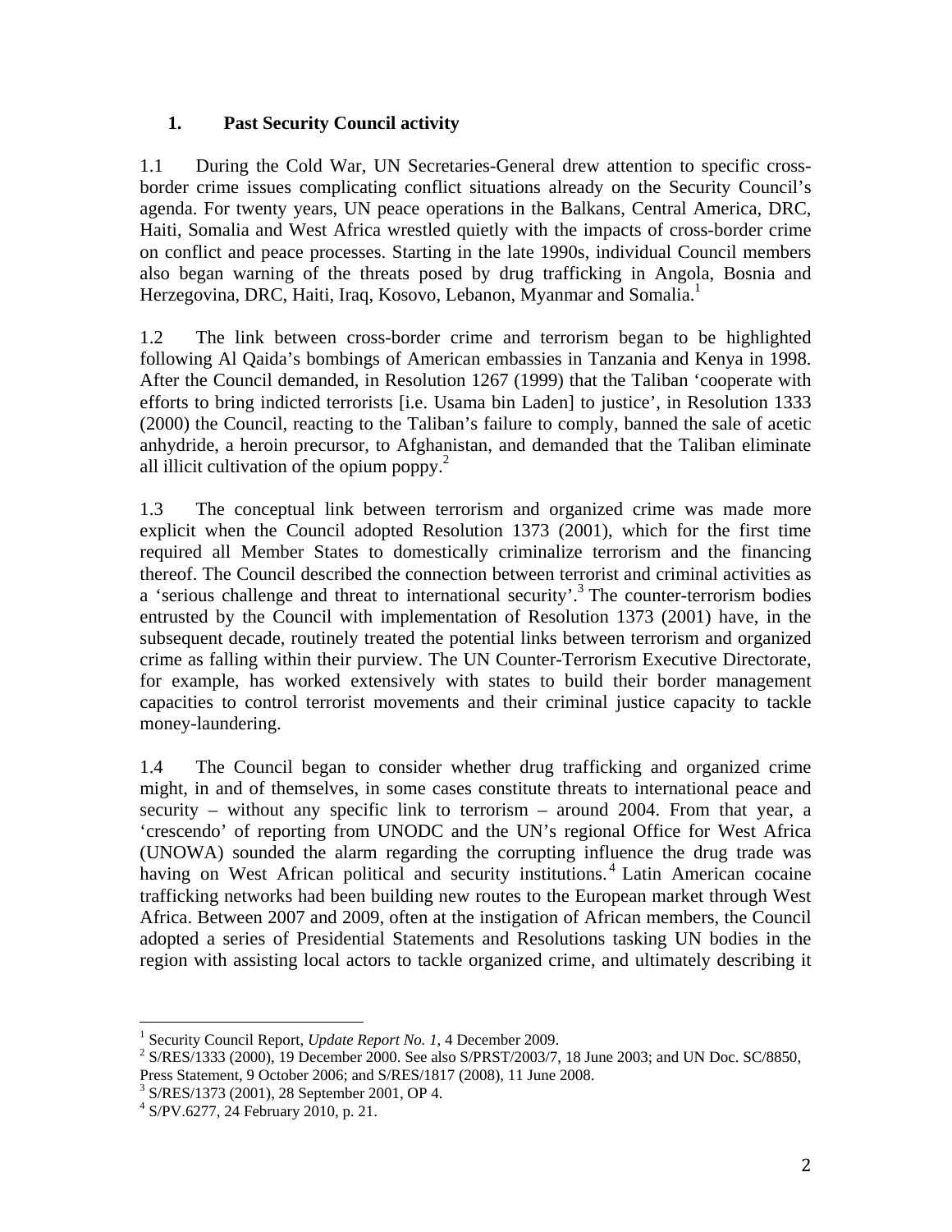## 1. Past Security Council activity

1.1 During the Cold War, UN Secretaries-General drew attention to specific cross-border crime issues complicating conflict situations already on the Security Council's agenda. For twenty years, UN peace operations in the Balkans, Central America, DRC, Haiti, Somalia and West Africa wrestled quietly with the impacts of cross-border crime on conflict and peace processes. Starting in the late 1990s, individual Council members also began warning of the threats posed by drug trafficking in Angola, Bosnia and Herzegovina, DRC, Haiti, Iraq, Kosovo, Lebanon, Myanmar and Somalia.[1]

1.2 The link between cross-border crime and terrorism began to be highlighted following Al Qaida's bombings of American embassies in Tanzania and Kenya in 1998. After the Council demanded, in Resolution 1267 (1999) that the Taliban 'cooperate with efforts to bring indicted terrorists [i.e. Usama bin Laden] to justice', in Resolution 1333 (2000) the Council, reacting to the Taliban's failure to comply, banned the sale of acetic anhydride, a heroin precursor, to Afghanistan, and demanded that the Taliban eliminate all illicit cultivation of the opium poppy.[2]

1.3 The conceptual link between terrorism and organized crime was made more explicit when the Council adopted Resolution 1373 (2001), which for the first time required all Member States to domestically criminalize terrorism and the financing thereof. The Council described the connection between terrorist and criminal activities as a 'serious challenge and threat to international security'.[3] The counter-terrorism bodies entrusted by the Council with implementation of Resolution 1373 (2001) have, in the subsequent decade, routinely treated the potential links between terrorism and organized crime as falling within their purview. The UN Counter-Terrorism Executive Directorate, for example, has worked extensively with states to build their border management capacities to control terrorist movements and their criminal justice capacity to tackle money-laundering.

1.4 The Council began to consider whether drug trafficking and organized crime might, in and of themselves, in some cases constitute threats to international peace and security – without any specific link to terrorism – around 2004. From that year, a 'crescendo' of reporting from UNODC and the UN's regional Office for West Africa (UNOWA) sounded the alarm regarding the corrupting influence the drug trade was having on West African political and security institutions.[4] Latin American cocaine trafficking networks had been building new routes to the European market through West Africa. Between 2007 and 2009, often at the instigation of African members, the Council adopted a series of Presidential Statements and Resolutions tasking UN bodies in the region with assisting local actors to tackle organized crime, and ultimately describing it

---

[1] Security Council Report, *Update Report No. 1*, 4 December 2009.

[2] S/RES/1333 (2000), 19 December 2000. See also S/PRST/2003/7, 18 June 2003; and UN Doc. SC/8850, Press Statement, 9 October 2006; and S/RES/1817 (2008), 11 June 2008.

[3] S/RES/1373 (2001), 28 September 2001, OP 4.

[4] S/PV.6277, 24 February 2010, p. 21.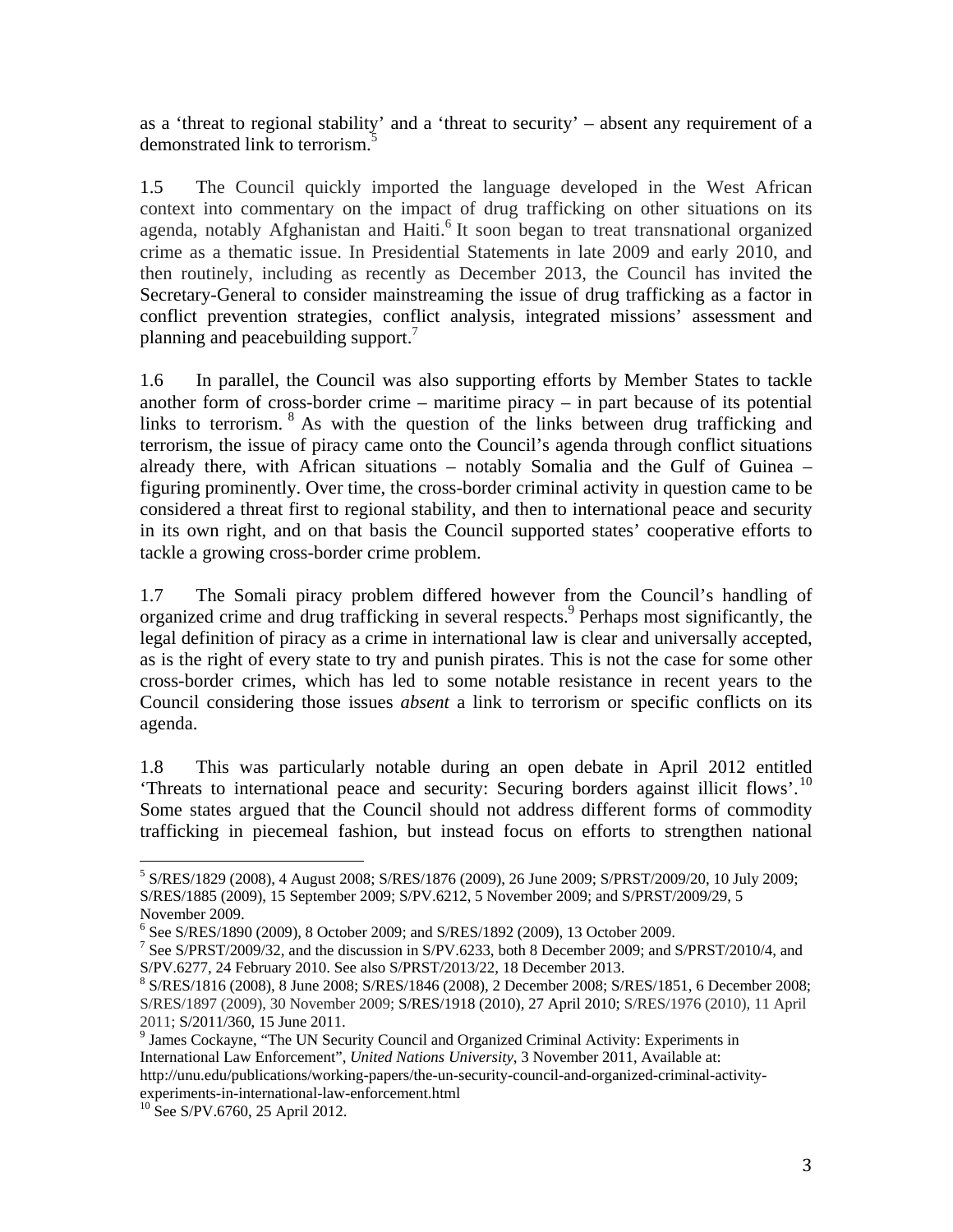as a 'threat to regional stability' and a 'threat to security' – absent any requirement of a demonstrated link to terrorism.[5]

1.5 The Council quickly imported the language developed in the West African context into commentary on the impact of drug trafficking on other situations on its agenda, notably Afghanistan and Haiti.[6] It soon began to treat transnational organized crime as a thematic issue. In Presidential Statements in late 2009 and early 2010, and then routinely, including as recently as December 2013, the Council has invited the Secretary-General to consider mainstreaming the issue of drug trafficking as a factor in conflict prevention strategies, conflict analysis, integrated missions' assessment and planning and peacebuilding support.[7]

1.6 In parallel, the Council was also supporting efforts by Member States to tackle another form of cross-border crime – maritime piracy – in part because of its potential links to terrorism.[8] As with the question of the links between drug trafficking and terrorism, the issue of piracy came onto the Council's agenda through conflict situations already there, with African situations – notably Somalia and the Gulf of Guinea – figuring prominently. Over time, the cross-border criminal activity in question came to be considered a threat first to regional stability, and then to international peace and security in its own right, and on that basis the Council supported states' cooperative efforts to tackle a growing cross-border crime problem.

1.7 The Somali piracy problem differed however from the Council's handling of organized crime and drug trafficking in several respects.[9] Perhaps most significantly, the legal definition of piracy as a crime in international law is clear and universally accepted, as is the right of every state to try and punish pirates. This is not the case for some other cross-border crimes, which has led to some notable resistance in recent years to the Council considering those issues *absent* a link to terrorism or specific conflicts on its agenda.

1.8 This was particularly notable during an open debate in April 2012 entitled 'Threats to international peace and security: Securing borders against illicit flows'.[10] Some states argued that the Council should not address different forms of commodity trafficking in piecemeal fashion, but instead focus on efforts to strengthen national

---

[5] S/RES/1829 (2008), 4 August 2008; S/RES/1876 (2009), 26 June 2009; S/PRST/2009/20, 10 July 2009; S/RES/1885 (2009), 15 September 2009; S/PV.6212, 5 November 2009; and S/PRST/2009/29, 5 November 2009.

[6] See S/RES/1890 (2009), 8 October 2009; and S/RES/1892 (2009), 13 October 2009.

[7] See S/PRST/2009/32, and the discussion in S/PV.6233, both 8 December 2009; and S/PRST/2010/4, and S/PV.6277, 24 February 2010. See also S/PRST/2013/22, 18 December 2013.

[8] S/RES/1816 (2008), 8 June 2008; S/RES/1846 (2008), 2 December 2008; S/RES/1851, 6 December 2008; S/RES/1897 (2009), 30 November 2009; S/RES/1918 (2010), 27 April 2010; S/RES/1976 (2010), 11 April 2011; S/2011/360, 15 June 2011.

[9] James Cockayne, "The UN Security Council and Organized Criminal Activity: Experiments in International Law Enforcement", *United Nations University*, 3 November 2011, Available at: http://unu.edu/publications/working-papers/the-un-security-council-and-organized-criminal-activity-experiments-in-international-law-enforcement.html

[10] See S/PV.6760, 25 April 2012.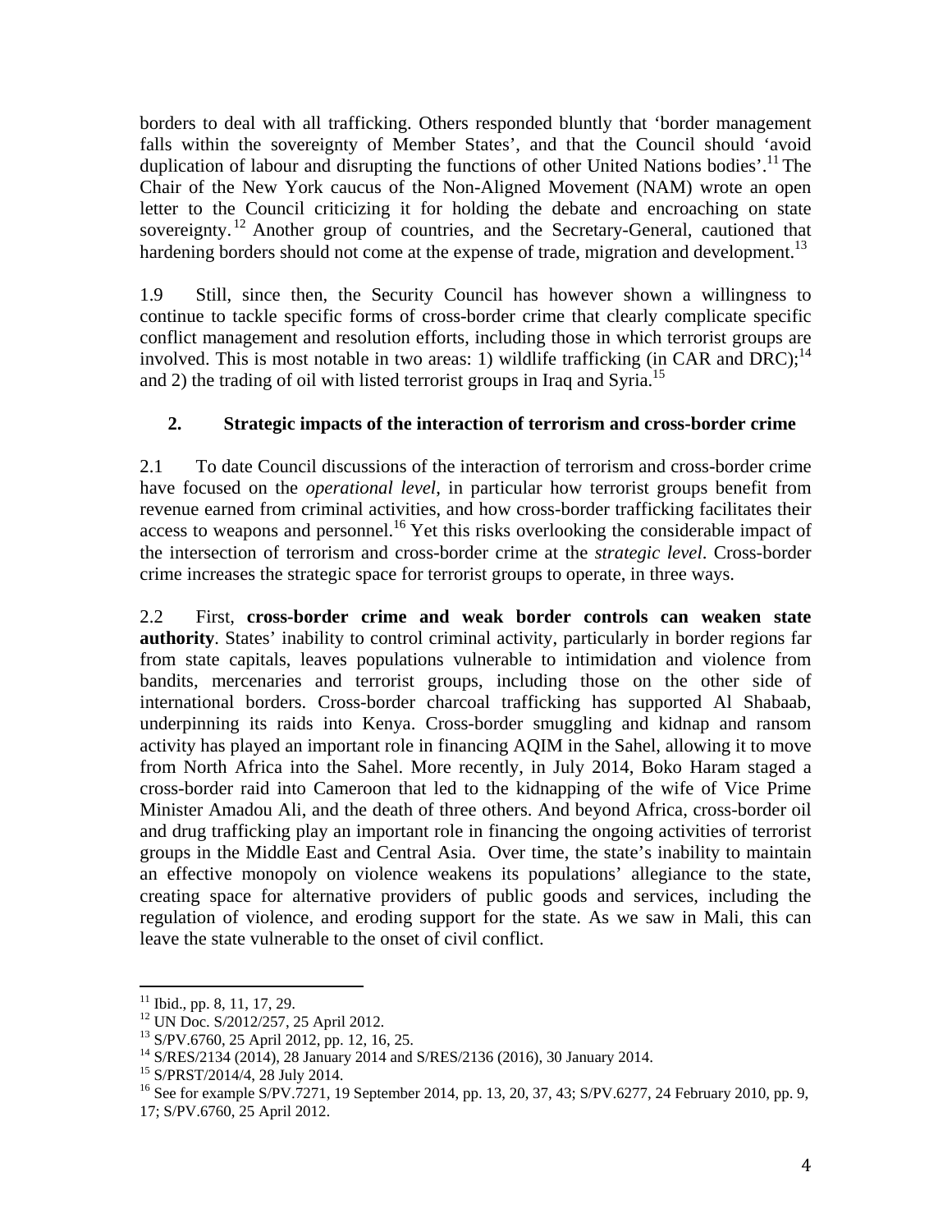borders to deal with all trafficking. Others responded bluntly that 'border management falls within the sovereignty of Member States', and that the Council should 'avoid duplication of labour and disrupting the functions of other United Nations bodies'.[11] The Chair of the New York caucus of the Non-Aligned Movement (NAM) wrote an open letter to the Council criticizing it for holding the debate and encroaching on state sovereignty.[12] Another group of countries, and the Secretary-General, cautioned that hardening borders should not come at the expense of trade, migration and development.[13]

1.9 Still, since then, the Security Council has however shown a willingness to continue to tackle specific forms of cross-border crime that clearly complicate specific conflict management and resolution efforts, including those in which terrorist groups are involved. This is most notable in two areas: 1) wildlife trafficking (in CAR and DRC);[14] and 2) the trading of oil with listed terrorist groups in Iraq and Syria.[15]

## 2. Strategic impacts of the interaction of terrorism and cross-border crime

2.1 To date Council discussions of the interaction of terrorism and cross-border crime have focused on the *operational level*, in particular how terrorist groups benefit from revenue earned from criminal activities, and how cross-border trafficking facilitates their access to weapons and personnel.[16] Yet this risks overlooking the considerable impact of the intersection of terrorism and cross-border crime at the *strategic level*. Cross-border crime increases the strategic space for terrorist groups to operate, in three ways.

2.2 First, **cross-border crime and weak border controls can weaken state authority**. States' inability to control criminal activity, particularly in border regions far from state capitals, leaves populations vulnerable to intimidation and violence from bandits, mercenaries and terrorist groups, including those on the other side of international borders. Cross-border charcoal trafficking has supported Al Shabaab, underpinning its raids into Kenya. Cross-border smuggling and kidnap and ransom activity has played an important role in financing AQIM in the Sahel, allowing it to move from North Africa into the Sahel. More recently, in July 2014, Boko Haram staged a cross-border raid into Cameroon that led to the kidnapping of the wife of Vice Prime Minister Amadou Ali, and the death of three others. And beyond Africa, cross-border oil and drug trafficking play an important role in financing the ongoing activities of terrorist groups in the Middle East and Central Asia. Over time, the state's inability to maintain an effective monopoly on violence weakens its populations' allegiance to the state, creating space for alternative providers of public goods and services, including the regulation of violence, and eroding support for the state. As we saw in Mali, this can leave the state vulnerable to the onset of civil conflict.

---

[11] Ibid., pp. 8, 11, 17, 29.

[12] UN Doc. S/2012/257, 25 April 2012.

[13] S/PV.6760, 25 April 2012, pp. 12, 16, 25.

[14] S/RES/2134 (2014), 28 January 2014 and S/RES/2136 (2016), 30 January 2014.

[15] S/PRST/2014/4, 28 July 2014.

[16] See for example S/PV.7271, 19 September 2014, pp. 13, 20, 37, 43; S/PV.6277, 24 February 2010, pp. 9, 17; S/PV.6760, 25 April 2012.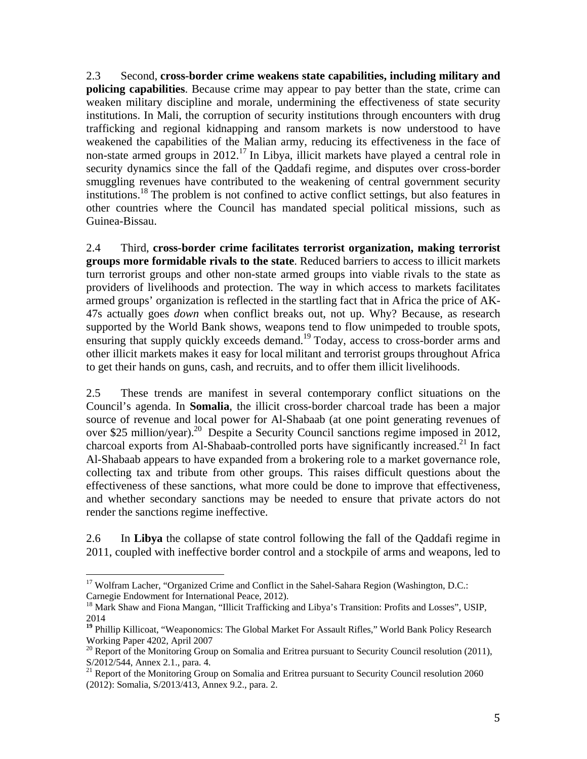2.3 Second, **cross-border crime weakens state capabilities, including military and policing capabilities**. Because crime may appear to pay better than the state, crime can weaken military discipline and morale, undermining the effectiveness of state security institutions. In Mali, the corruption of security institutions through encounters with drug trafficking and regional kidnapping and ransom markets is now understood to have weakened the capabilities of the Malian army, reducing its effectiveness in the face of non-state armed groups in 2012.[17] In Libya, illicit markets have played a central role in security dynamics since the fall of the Qaddafi regime, and disputes over cross-border smuggling revenues have contributed to the weakening of central government security institutions.[18] The problem is not confined to active conflict settings, but also features in other countries where the Council has mandated special political missions, such as Guinea-Bissau.

2.4 Third, **cross-border crime facilitates terrorist organization, making terrorist groups more formidable rivals to the state**. Reduced barriers to access to illicit markets turn terrorist groups and other non-state armed groups into viable rivals to the state as providers of livelihoods and protection. The way in which access to markets facilitates armed groups' organization is reflected in the startling fact that in Africa the price of AK-47s actually goes *down* when conflict breaks out, not up. Why? Because, as research supported by the World Bank shows, weapons tend to flow unimpeded to trouble spots, ensuring that supply quickly exceeds demand.[19] Today, access to cross-border arms and other illicit markets makes it easy for local militant and terrorist groups throughout Africa to get their hands on guns, cash, and recruits, and to offer them illicit livelihoods.

2.5 These trends are manifest in several contemporary conflict situations on the Council's agenda. In **Somalia**, the illicit cross-border charcoal trade has been a major source of revenue and local power for Al-Shabaab (at one point generating revenues of over $25 million/year).[20] Despite a Security Council sanctions regime imposed in 2012, charcoal exports from Al-Shabaab-controlled ports have significantly increased.[21] In fact Al-Shabaab appears to have expanded from a brokering role to a market governance role, collecting tax and tribute from other groups. This raises difficult questions about the effectiveness of these sanctions, what more could be done to improve that effectiveness, and whether secondary sanctions may be needed to ensure that private actors do not render the sanctions regime ineffective.

2.6 In **Libya** the collapse of state control following the fall of the Qaddafi regime in 2011, coupled with ineffective border control and a stockpile of arms and weapons, led to

---

[17] Wolfram Lacher, "Organized Crime and Conflict in the Sahel-Sahara Region (Washington, D.C.: Carnegie Endowment for International Peace, 2012).

[18] Mark Shaw and Fiona Mangan, "Illicit Trafficking and Libya's Transition: Profits and Losses", USIP, 2014

[19] Phillip Killicoat, "Weaponomics: The Global Market For Assault Rifles," World Bank Policy Research Working Paper 4202, April 2007

[20] Report of the Monitoring Group on Somalia and Eritrea pursuant to Security Council resolution (2011), S/2012/544, Annex 2.1., para. 4.

[21] Report of the Monitoring Group on Somalia and Eritrea pursuant to Security Council resolution 2060 (2012): Somalia, S/2013/413, Annex 9.2., para. 2.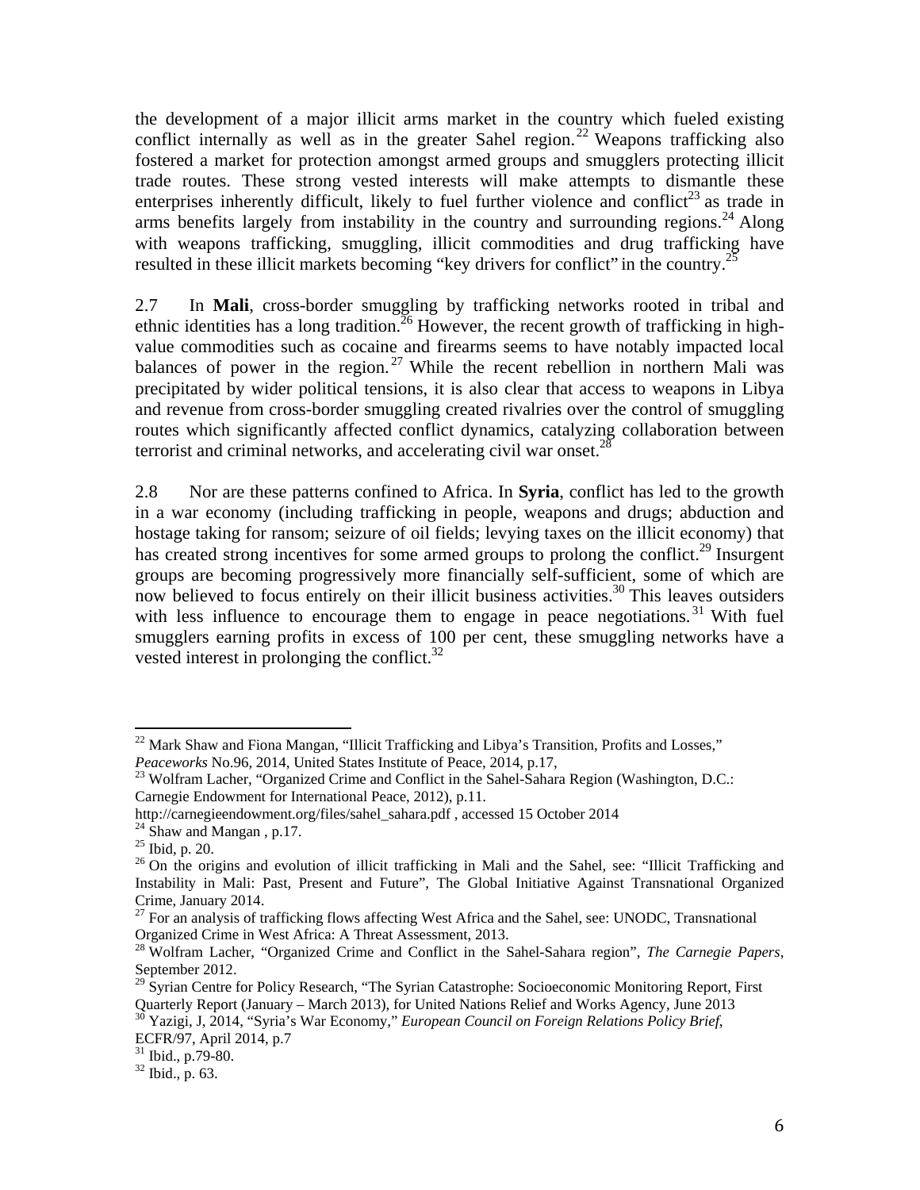the development of a major illicit arms market in the country which fueled existing conflict internally as well as in the greater Sahel region.[22] Weapons trafficking also fostered a market for protection amongst armed groups and smugglers protecting illicit trade routes. These strong vested interests will make attempts to dismantle these enterprises inherently difficult, likely to fuel further violence and conflict[23] as trade in arms benefits largely from instability in the country and surrounding regions.[24] Along with weapons trafficking, smuggling, illicit commodities and drug trafficking have resulted in these illicit markets becoming "key drivers for conflict" in the country.[25]

2.7 In **Mali**, cross-border smuggling by trafficking networks rooted in tribal and ethnic identities has a long tradition.[26] However, the recent growth of trafficking in high-value commodities such as cocaine and firearms seems to have notably impacted local balances of power in the region.[27] While the recent rebellion in northern Mali was precipitated by wider political tensions, it is also clear that access to weapons in Libya and revenue from cross-border smuggling created rivalries over the control of smuggling routes which significantly affected conflict dynamics, catalyzing collaboration between terrorist and criminal networks, and accelerating civil war onset.[28]

2.8 Nor are these patterns confined to Africa. In **Syria**, conflict has led to the growth in a war economy (including trafficking in people, weapons and drugs; abduction and hostage taking for ransom; seizure of oil fields; levying taxes on the illicit economy) that has created strong incentives for some armed groups to prolong the conflict.[29] Insurgent groups are becoming progressively more financially self-sufficient, some of which are now believed to focus entirely on their illicit business activities.[30] This leaves outsiders with less influence to encourage them to engage in peace negotiations.[31] With fuel smugglers earning profits in excess of 100 per cent, these smuggling networks have a vested interest in prolonging the conflict.[32]

---

[22] Mark Shaw and Fiona Mangan, "Illicit Trafficking and Libya's Transition, Profits and Losses," *Peaceworks* No.96, 2014, United States Institute of Peace, 2014, p.17,

[23] Wolfram Lacher, "Organized Crime and Conflict in the Sahel-Sahara Region (Washington, D.C.: Carnegie Endowment for International Peace, 2012), p.11. http://carnegieendowment.org/files/sahel_sahara.pdf , accessed 15 October 2014

[24] Shaw and Mangan , p.17.

[25] Ibid, p. 20.

[26] On the origins and evolution of illicit trafficking in Mali and the Sahel, see: "Illicit Trafficking and Instability in Mali: Past, Present and Future", The Global Initiative Against Transnational Organized Crime, January 2014.

[27] For an analysis of trafficking flows affecting West Africa and the Sahel, see: UNODC, Transnational Organized Crime in West Africa: A Threat Assessment, 2013.

[28] Wolfram Lacher, "Organized Crime and Conflict in the Sahel-Sahara region", *The Carnegie Papers*, September 2012.

[29] Syrian Centre for Policy Research, "The Syrian Catastrophe: Socioeconomic Monitoring Report, First Quarterly Report (January – March 2013), for United Nations Relief and Works Agency, June 2013

[30] Yazigi, J, 2014, "Syria's War Economy," *European Council on Foreign Relations Policy Brief*, ECFR/97, April 2014, p.7

[31] Ibid., p.79-80.

[32] Ibid., p. 63.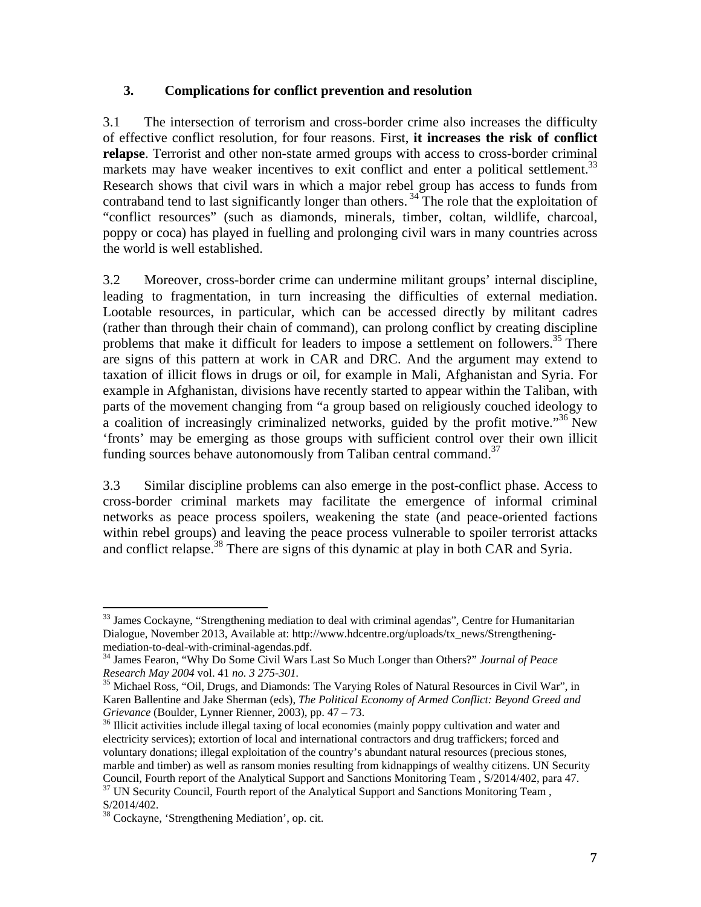## 3. Complications for conflict prevention and resolution

3.1 The intersection of terrorism and cross-border crime also increases the difficulty of effective conflict resolution, for four reasons. First, **it increases the risk of conflict relapse**. Terrorist and other non-state armed groups with access to cross-border criminal markets may have weaker incentives to exit conflict and enter a political settlement.[33] Research shows that civil wars in which a major rebel group has access to funds from contraband tend to last significantly longer than others.[34] The role that the exploitation of "conflict resources" (such as diamonds, minerals, timber, coltan, wildlife, charcoal, poppy or coca) has played in fuelling and prolonging civil wars in many countries across the world is well established.

3.2 Moreover, cross-border crime can undermine militant groups' internal discipline, leading to fragmentation, in turn increasing the difficulties of external mediation. Lootable resources, in particular, which can be accessed directly by militant cadres (rather than through their chain of command), can prolong conflict by creating discipline problems that make it difficult for leaders to impose a settlement on followers.[35] There are signs of this pattern at work in CAR and DRC. And the argument may extend to taxation of illicit flows in drugs or oil, for example in Mali, Afghanistan and Syria. For example in Afghanistan, divisions have recently started to appear within the Taliban, with parts of the movement changing from "a group based on religiously couched ideology to a coalition of increasingly criminalized networks, guided by the profit motive."[36] New 'fronts' may be emerging as those groups with sufficient control over their own illicit funding sources behave autonomously from Taliban central command.[37]

3.3 Similar discipline problems can also emerge in the post-conflict phase. Access to cross-border criminal markets may facilitate the emergence of informal criminal networks as peace process spoilers, weakening the state (and peace-oriented factions within rebel groups) and leaving the peace process vulnerable to spoiler terrorist attacks and conflict relapse.[38] There are signs of this dynamic at play in both CAR and Syria.

---

[33] James Cockayne, "Strengthening mediation to deal with criminal agendas", Centre for Humanitarian Dialogue, November 2013, Available at: http://www.hdcentre.org/uploads/tx_news/Strengthening-mediation-to-deal-with-criminal-agendas.pdf.

[34] James Fearon, "Why Do Some Civil Wars Last So Much Longer than Others?" *Journal of Peace Research May 2004* vol. 41 *no. 3 275-301.*

[35] Michael Ross, "Oil, Drugs, and Diamonds: The Varying Roles of Natural Resources in Civil War", in Karen Ballentine and Jake Sherman (eds), *The Political Economy of Armed Conflict: Beyond Greed and Grievance* (Boulder, Lynner Rienner, 2003), pp. 47 – 73.

[36] Illicit activities include illegal taxing of local economies (mainly poppy cultivation and water and electricity services); extortion of local and international contractors and drug traffickers; forced and voluntary donations; illegal exploitation of the country's abundant natural resources (precious stones, marble and timber) as well as ransom monies resulting from kidnappings of wealthy citizens. UN Security Council, Fourth report of the Analytical Support and Sanctions Monitoring Team , S/2014/402, para 47.

[37] UN Security Council, Fourth report of the Analytical Support and Sanctions Monitoring Team , S/2014/402.

[38] Cockayne, 'Strengthening Mediation', op. cit.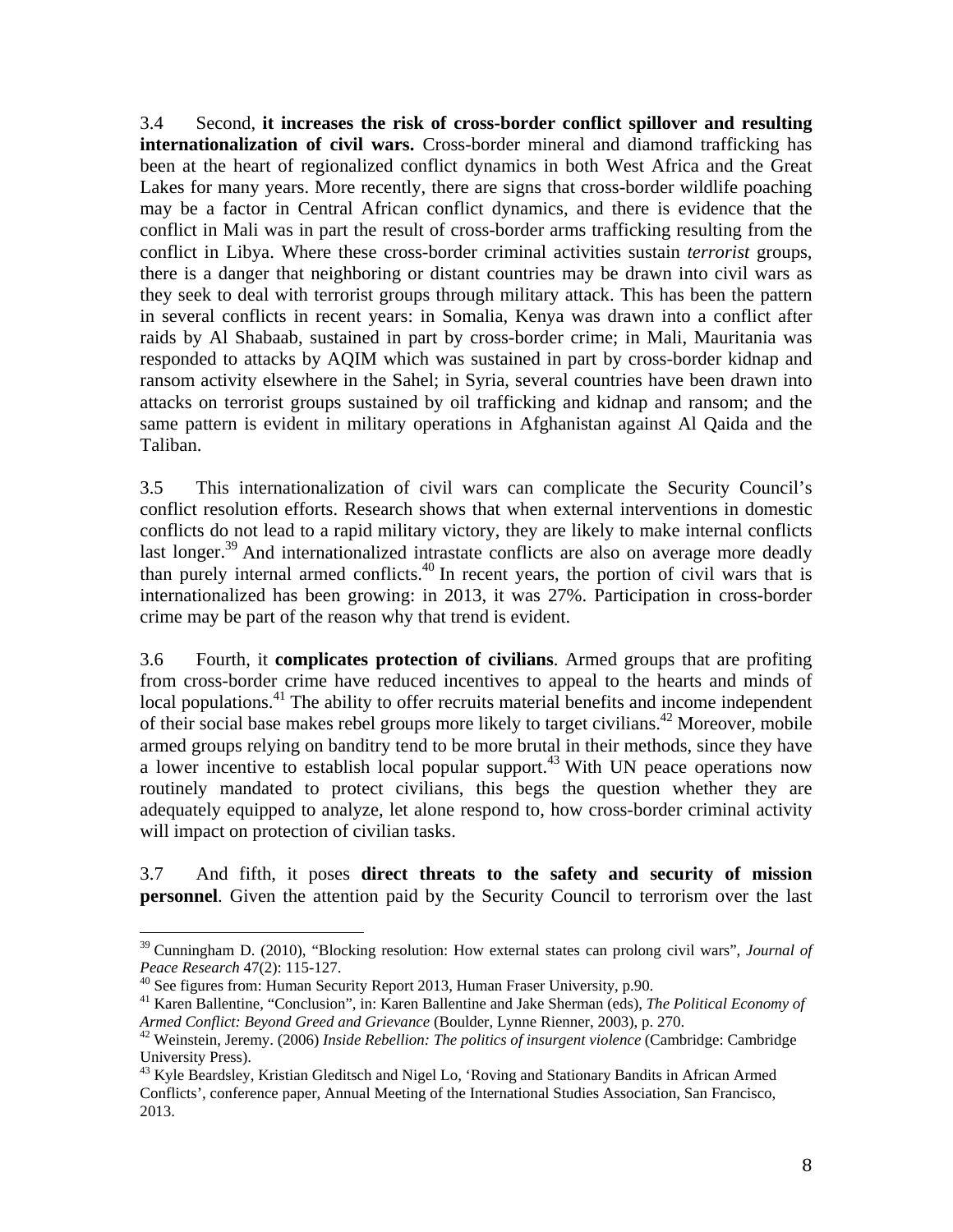3.4 Second, **it increases the risk of cross-border conflict spillover and resulting internationalization of civil wars.** Cross-border mineral and diamond trafficking has been at the heart of regionalized conflict dynamics in both West Africa and the Great Lakes for many years. More recently, there are signs that cross-border wildlife poaching may be a factor in Central African conflict dynamics, and there is evidence that the conflict in Mali was in part the result of cross-border arms trafficking resulting from the conflict in Libya. Where these cross-border criminal activities sustain *terrorist* groups, there is a danger that neighboring or distant countries may be drawn into civil wars as they seek to deal with terrorist groups through military attack. This has been the pattern in several conflicts in recent years: in Somalia, Kenya was drawn into a conflict after raids by Al Shabaab, sustained in part by cross-border crime; in Mali, Mauritania was responded to attacks by AQIM which was sustained in part by cross-border kidnap and ransom activity elsewhere in the Sahel; in Syria, several countries have been drawn into attacks on terrorist groups sustained by oil trafficking and kidnap and ransom; and the same pattern is evident in military operations in Afghanistan against Al Qaida and the Taliban.

3.5 This internationalization of civil wars can complicate the Security Council's conflict resolution efforts. Research shows that when external interventions in domestic conflicts do not lead to a rapid military victory, they are likely to make internal conflicts last longer.[39] And internationalized intrastate conflicts are also on average more deadly than purely internal armed conflicts.[40] In recent years, the portion of civil wars that is internationalized has been growing: in 2013, it was 27%. Participation in cross-border crime may be part of the reason why that trend is evident.

3.6 Fourth, it **complicates protection of civilians**. Armed groups that are profiting from cross-border crime have reduced incentives to appeal to the hearts and minds of local populations.[41] The ability to offer recruits material benefits and income independent of their social base makes rebel groups more likely to target civilians.[42] Moreover, mobile armed groups relying on banditry tend to be more brutal in their methods, since they have a lower incentive to establish local popular support.[43] With UN peace operations now routinely mandated to protect civilians, this begs the question whether they are adequately equipped to analyze, let alone respond to, how cross-border criminal activity will impact on protection of civilian tasks.

3.7 And fifth, it poses **direct threats to the safety and security of mission personnel**. Given the attention paid by the Security Council to terrorism over the last

---

[39] Cunningham D. (2010), "Blocking resolution: How external states can prolong civil wars", *Journal of Peace Research* 47(2): 115-127.

[40] See figures from: Human Security Report 2013, Human Fraser University, p.90.

[41] Karen Ballentine, "Conclusion", in: Karen Ballentine and Jake Sherman (eds), *The Political Economy of Armed Conflict: Beyond Greed and Grievance* (Boulder, Lynne Rienner, 2003), p. 270.

[42] Weinstein, Jeremy. (2006) *Inside Rebellion: The politics of insurgent violence* (Cambridge: Cambridge University Press).

[43] Kyle Beardsley, Kristian Gleditsch and Nigel Lo, 'Roving and Stationary Bandits in African Armed Conflicts', conference paper, Annual Meeting of the International Studies Association, San Francisco, 2013.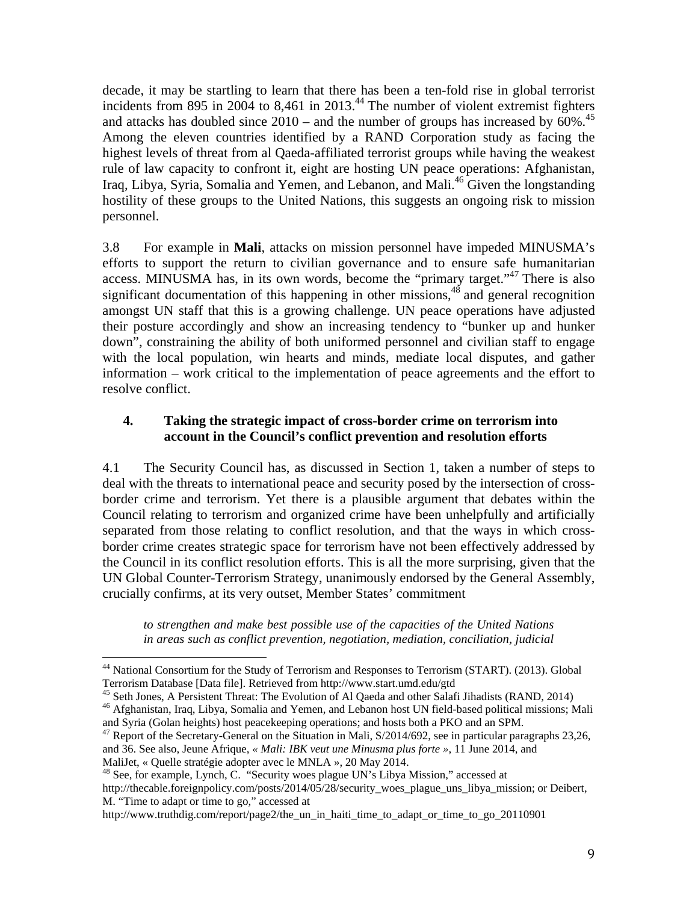decade, it may be startling to learn that there has been a ten-fold rise in global terrorist incidents from 895 in 2004 to 8,461 in 2013.[44] The number of violent extremist fighters and attacks has doubled since 2010 – and the number of groups has increased by 60%.[45] Among the eleven countries identified by a RAND Corporation study as facing the highest levels of threat from al Qaeda-affiliated terrorist groups while having the weakest rule of law capacity to confront it, eight are hosting UN peace operations: Afghanistan, Iraq, Libya, Syria, Somalia and Yemen, and Lebanon, and Mali.[46] Given the longstanding hostility of these groups to the United Nations, this suggests an ongoing risk to mission personnel.

3.8 For example in **Mali**, attacks on mission personnel have impeded MINUSMA's efforts to support the return to civilian governance and to ensure safe humanitarian access. MINUSMA has, in its own words, become the "primary target."[47] There is also significant documentation of this happening in other missions,[48] and general recognition amongst UN staff that this is a growing challenge. UN peace operations have adjusted their posture accordingly and show an increasing tendency to "bunker up and hunker down", constraining the ability of both uniformed personnel and civilian staff to engage with the local population, win hearts and minds, mediate local disputes, and gather information – work critical to the implementation of peace agreements and the effort to resolve conflict.

## 4. Taking the strategic impact of cross-border crime on terrorism into account in the Council's conflict prevention and resolution efforts

4.1 The Security Council has, as discussed in Section 1, taken a number of steps to deal with the threats to international peace and security posed by the intersection of cross-border crime and terrorism. Yet there is a plausible argument that debates within the Council relating to terrorism and organized crime have been unhelpfully and artificially separated from those relating to conflict resolution, and that the ways in which cross-border crime creates strategic space for terrorism have not been effectively addressed by the Council in its conflict resolution efforts. This is all the more surprising, given that the UN Global Counter-Terrorism Strategy, unanimously endorsed by the General Assembly, crucially confirms, at its very outset, Member States' commitment

> *to strengthen and make best possible use of the capacities of the United Nations in areas such as conflict prevention, negotiation, mediation, conciliation, judicial*

---

[44] National Consortium for the Study of Terrorism and Responses to Terrorism (START). (2013). Global Terrorism Database [Data file]. Retrieved from http://www.start.umd.edu/gtd

[45] Seth Jones, A Persistent Threat: The Evolution of Al Qaeda and other Salafi Jihadists (RAND, 2014)

[46] Afghanistan, Iraq, Libya, Somalia and Yemen, and Lebanon host UN field-based political missions; Mali and Syria (Golan heights) host peacekeeping operations; and hosts both a PKO and an SPM.

[47] Report of the Secretary-General on the Situation in Mali, S/2014/692, see in particular paragraphs 23,26, and 36. See also, Jeune Afrique, *« Mali: IBK veut une Minusma plus forte »*, 11 June 2014, and MaliJet, « Quelle stratégie adopter avec le MNLA », 20 May 2014.

[48] See, for example, Lynch, C. "Security woes plague UN's Libya Mission," accessed at http://thecable.foreignpolicy.com/posts/2014/05/28/security_woes_plague_uns_libya_mission; or Deibert, M. "Time to adapt or time to go," accessed at http://www.truthdig.com/report/page2/the_un_in_haiti_time_to_adapt_or_time_to_go_20110901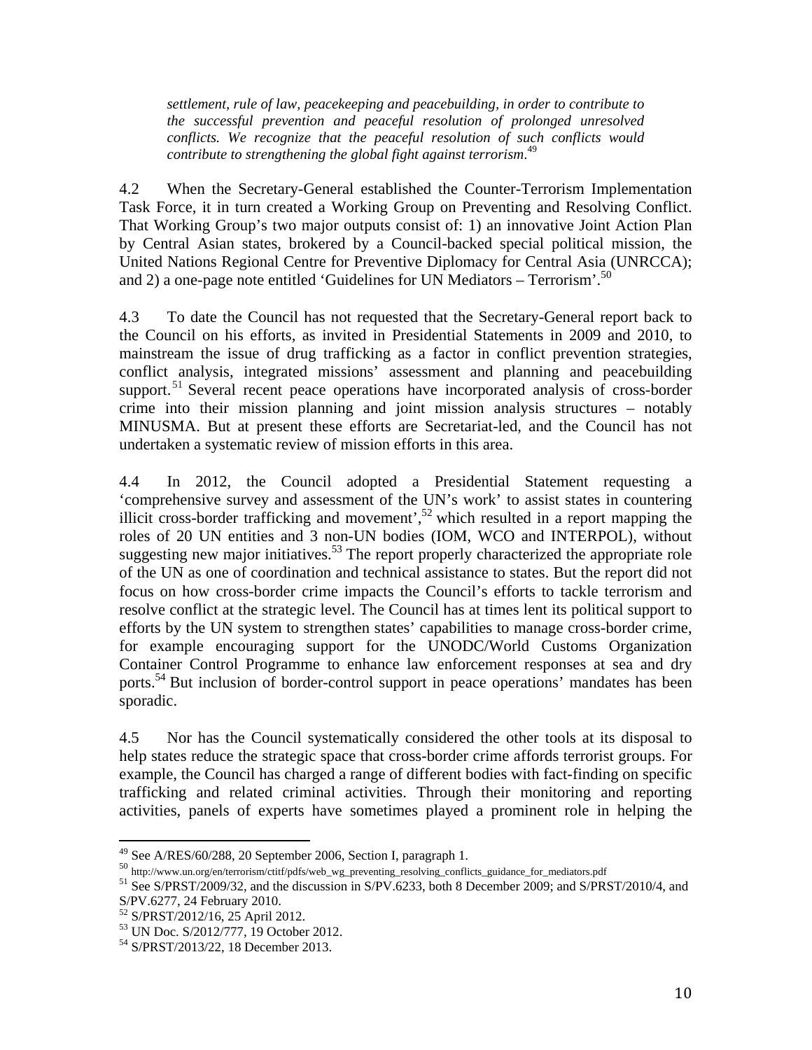*settlement, rule of law, peacekeeping and peacebuilding, in order to contribute to the successful prevention and peaceful resolution of prolonged unresolved conflicts. We recognize that the peaceful resolution of such conflicts would contribute to strengthening the global fight against terrorism.*[49]

4.2 When the Secretary-General established the Counter-Terrorism Implementation Task Force, it in turn created a Working Group on Preventing and Resolving Conflict. That Working Group's two major outputs consist of: 1) an innovative Joint Action Plan by Central Asian states, brokered by a Council-backed special political mission, the United Nations Regional Centre for Preventive Diplomacy for Central Asia (UNRCCA); and 2) a one-page note entitled 'Guidelines for UN Mediators – Terrorism'.[50]

4.3 To date the Council has not requested that the Secretary-General report back to the Council on his efforts, as invited in Presidential Statements in 2009 and 2010, to mainstream the issue of drug trafficking as a factor in conflict prevention strategies, conflict analysis, integrated missions' assessment and planning and peacebuilding support.[51] Several recent peace operations have incorporated analysis of cross-border crime into their mission planning and joint mission analysis structures – notably MINUSMA. But at present these efforts are Secretariat-led, and the Council has not undertaken a systematic review of mission efforts in this area.

4.4 In 2012, the Council adopted a Presidential Statement requesting a 'comprehensive survey and assessment of the UN's work' to assist states in countering illicit cross-border trafficking and movement',[52] which resulted in a report mapping the roles of 20 UN entities and 3 non-UN bodies (IOM, WCO and INTERPOL), without suggesting new major initiatives.[53] The report properly characterized the appropriate role of the UN as one of coordination and technical assistance to states. But the report did not focus on how cross-border crime impacts the Council's efforts to tackle terrorism and resolve conflict at the strategic level. The Council has at times lent its political support to efforts by the UN system to strengthen states' capabilities to manage cross-border crime, for example encouraging support for the UNODC/World Customs Organization Container Control Programme to enhance law enforcement responses at sea and dry ports.[54] But inclusion of border-control support in peace operations' mandates has been sporadic.

4.5 Nor has the Council systematically considered the other tools at its disposal to help states reduce the strategic space that cross-border crime affords terrorist groups. For example, the Council has charged a range of different bodies with fact-finding on specific trafficking and related criminal activities. Through their monitoring and reporting activities, panels of experts have sometimes played a prominent role in helping the

---

[49] See A/RES/60/288, 20 September 2006, Section I, paragraph 1.

[50] http://www.un.org/en/terrorism/ctitf/pdfs/web_wg_preventing_resolving_conflicts_guidance_for_mediators.pdf

[51] See S/PRST/2009/32, and the discussion in S/PV.6233, both 8 December 2009; and S/PRST/2010/4, and S/PV.6277, 24 February 2010.

[52] S/PRST/2012/16, 25 April 2012.

[53] UN Doc. S/2012/777, 19 October 2012.

[54] S/PRST/2013/22, 18 December 2013.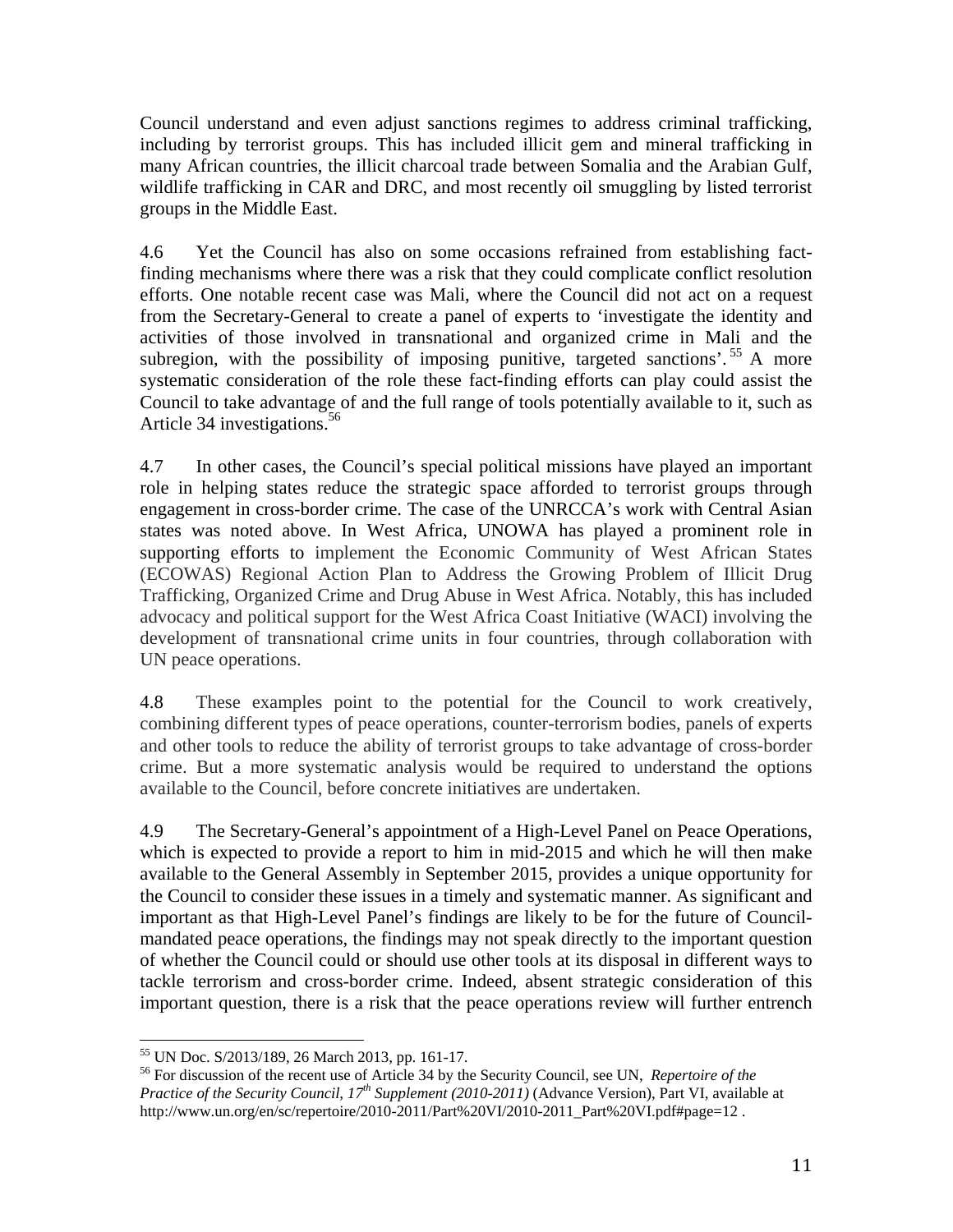Council understand and even adjust sanctions regimes to address criminal trafficking, including by terrorist groups. This has included illicit gem and mineral trafficking in many African countries, the illicit charcoal trade between Somalia and the Arabian Gulf, wildlife trafficking in CAR and DRC, and most recently oil smuggling by listed terrorist groups in the Middle East.

4.6 Yet the Council has also on some occasions refrained from establishing fact-finding mechanisms where there was a risk that they could complicate conflict resolution efforts. One notable recent case was Mali, where the Council did not act on a request from the Secretary-General to create a panel of experts to 'investigate the identity and activities of those involved in transnational and organized crime in Mali and the subregion, with the possibility of imposing punitive, targeted sanctions'.[55] A more systematic consideration of the role these fact-finding efforts can play could assist the Council to take advantage of and the full range of tools potentially available to it, such as Article 34 investigations.[56]

4.7 In other cases, the Council's special political missions have played an important role in helping states reduce the strategic space afforded to terrorist groups through engagement in cross-border crime. The case of the UNRCCA's work with Central Asian states was noted above. In West Africa, UNOWA has played a prominent role in supporting efforts to implement the Economic Community of West African States (ECOWAS) Regional Action Plan to Address the Growing Problem of Illicit Drug Trafficking, Organized Crime and Drug Abuse in West Africa. Notably, this has included advocacy and political support for the West Africa Coast Initiative (WACI) involving the development of transnational crime units in four countries, through collaboration with UN peace operations.

4.8 These examples point to the potential for the Council to work creatively, combining different types of peace operations, counter-terrorism bodies, panels of experts and other tools to reduce the ability of terrorist groups to take advantage of cross-border crime. But a more systematic analysis would be required to understand the options available to the Council, before concrete initiatives are undertaken.

4.9 The Secretary-General's appointment of a High-Level Panel on Peace Operations, which is expected to provide a report to him in mid-2015 and which he will then make available to the General Assembly in September 2015, provides a unique opportunity for the Council to consider these issues in a timely and systematic manner. As significant and important as that High-Level Panel's findings are likely to be for the future of Council-mandated peace operations, the findings may not speak directly to the important question of whether the Council could or should use other tools at its disposal in different ways to tackle terrorism and cross-border crime. Indeed, absent strategic consideration of this important question, there is a risk that the peace operations review will further entrench

---

[55] UN Doc. S/2013/189, 26 March 2013, pp. 161-17.

[56] For discussion of the recent use of Article 34 by the Security Council, see UN, *Repertoire of the Practice of the Security Council, 17th Supplement (2010-2011)* (Advance Version), Part VI, available at http://www.un.org/en/sc/repertoire/2010-2011/Part%20VI/2010-2011_Part%20VI.pdf#page=12 .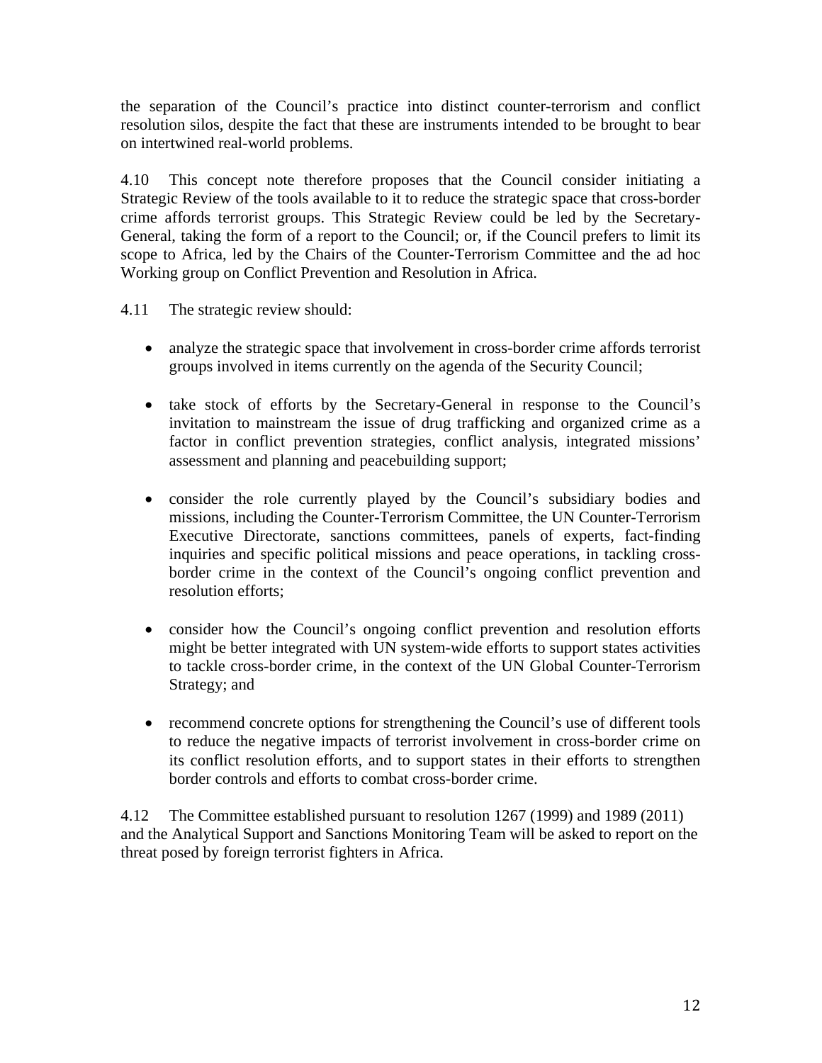the separation of the Council's practice into distinct counter-terrorism and conflict resolution silos, despite the fact that these are instruments intended to be brought to bear on intertwined real-world problems.

4.10 This concept note therefore proposes that the Council consider initiating a Strategic Review of the tools available to it to reduce the strategic space that cross-border crime affords terrorist groups. This Strategic Review could be led by the Secretary-General, taking the form of a report to the Council; or, if the Council prefers to limit its scope to Africa, led by the Chairs of the Counter-Terrorism Committee and the ad hoc Working group on Conflict Prevention and Resolution in Africa.

4.11 The strategic review should:

- analyze the strategic space that involvement in cross-border crime affords terrorist groups involved in items currently on the agenda of the Security Council;

- take stock of efforts by the Secretary-General in response to the Council's invitation to mainstream the issue of drug trafficking and organized crime as a factor in conflict prevention strategies, conflict analysis, integrated missions' assessment and planning and peacebuilding support;

- consider the role currently played by the Council's subsidiary bodies and missions, including the Counter-Terrorism Committee, the UN Counter-Terrorism Executive Directorate, sanctions committees, panels of experts, fact-finding inquiries and specific political missions and peace operations, in tackling cross-border crime in the context of the Council's ongoing conflict prevention and resolution efforts;

- consider how the Council's ongoing conflict prevention and resolution efforts might be better integrated with UN system-wide efforts to support states activities to tackle cross-border crime, in the context of the UN Global Counter-Terrorism Strategy; and

- recommend concrete options for strengthening the Council's use of different tools to reduce the negative impacts of terrorist involvement in cross-border crime on its conflict resolution efforts, and to support states in their efforts to strengthen border controls and efforts to combat cross-border crime.

4.12 The Committee established pursuant to resolution 1267 (1999) and 1989 (2011) and the Analytical Support and Sanctions Monitoring Team will be asked to report on the threat posed by foreign terrorist fighters in Africa.